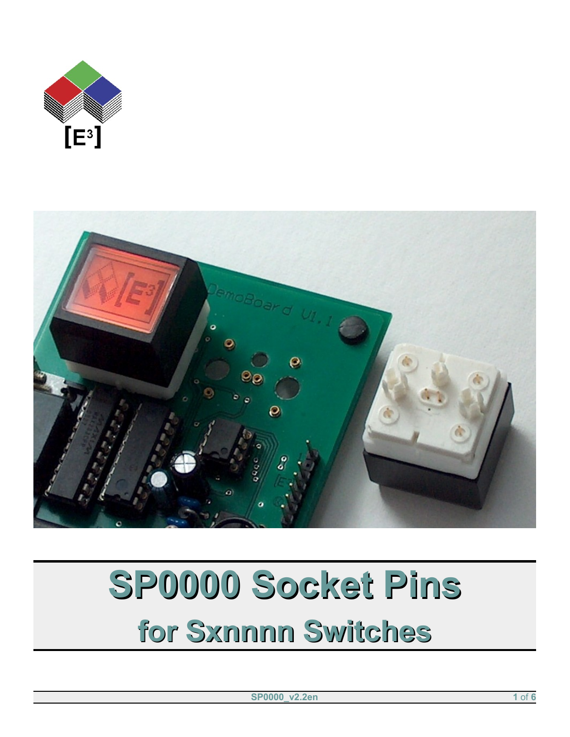# SP0000 Socket Pins

## for Sxnnnn Switches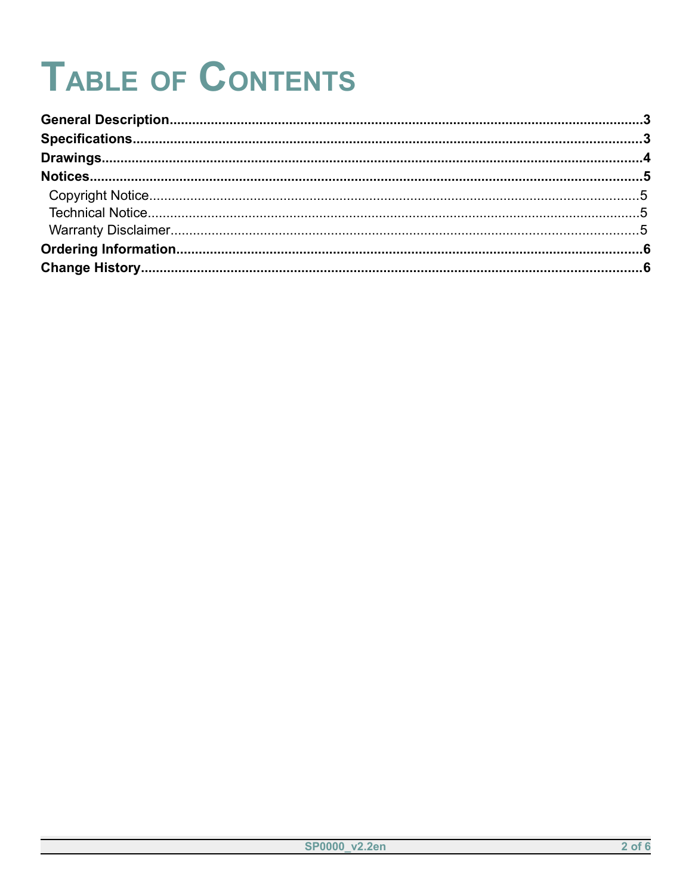# Table of Contents

**General Description**............................................................................................................**3**
**Specifications**........................................................................................................................**3**
**Drawings**...............................................................................................................................**4**
**Notices**...................................................................................................................................**5**
Copyright Notice...................................................................................................................5
Technical Notice...................................................................................................................5
Warranty Disclaimer.............................................................................................................5
**Ordering Information**...........................................................................................................**6**
**Change History**.....................................................................................................................**6**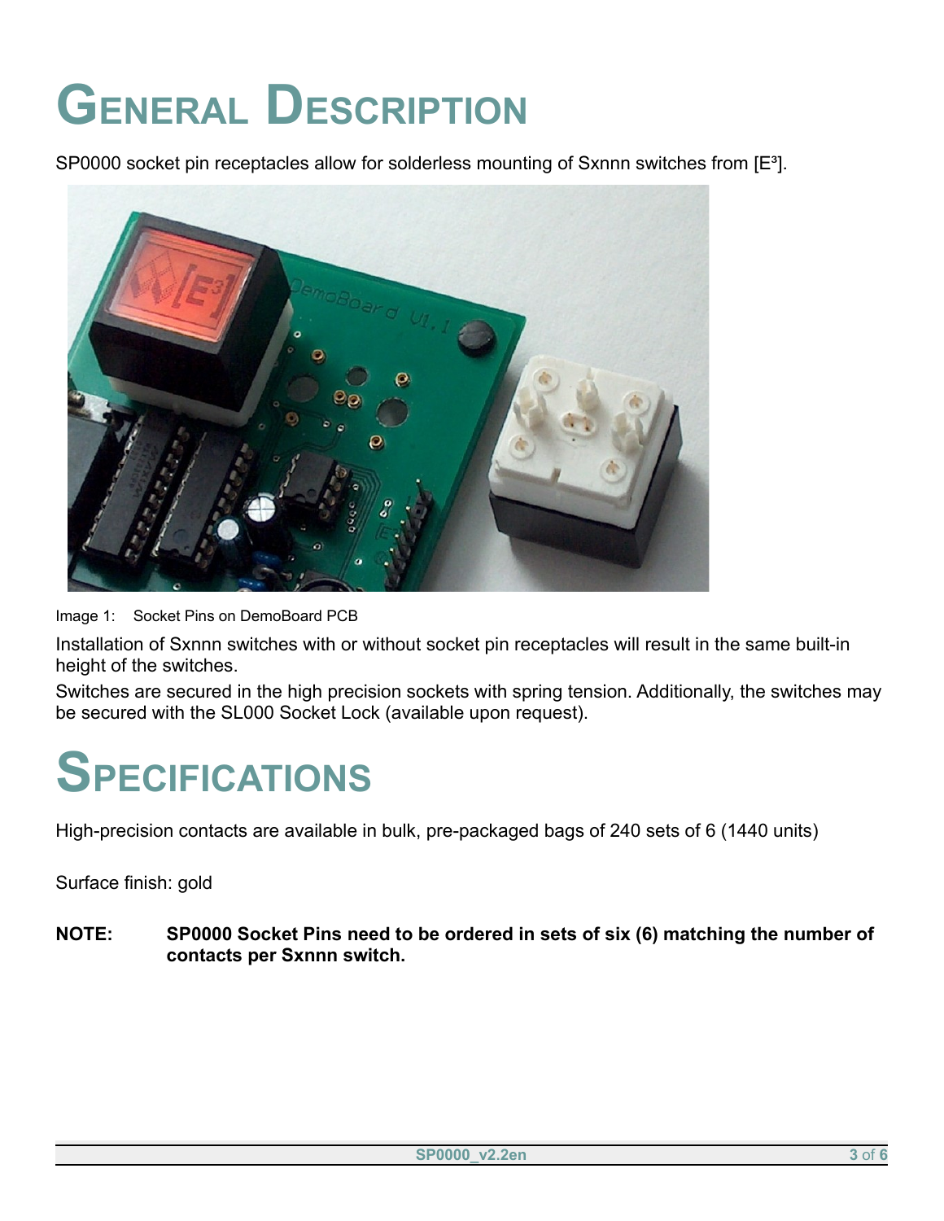# General Description

SP0000 socket pin receptacles allow for solderless mounting of Sxnnn switches from [E³].

Image 1: Socket Pins on DemoBoard PCB

Installation of Sxnnn switches with or without socket pin receptacles will result in the same built-in height of the switches.

Switches are secured in the high precision sockets with spring tension. Additionally, the switches may be secured with the SL000 Socket Lock (available upon request).

# Specifications

High-precision contacts are available in bulk, pre-packaged bags of 240 sets of 6 (1440 units)

Surface finish: gold

**NOTE: SP0000 Socket Pins need to be ordered in sets of six (6) matching the number of contacts per Sxnnn switch.**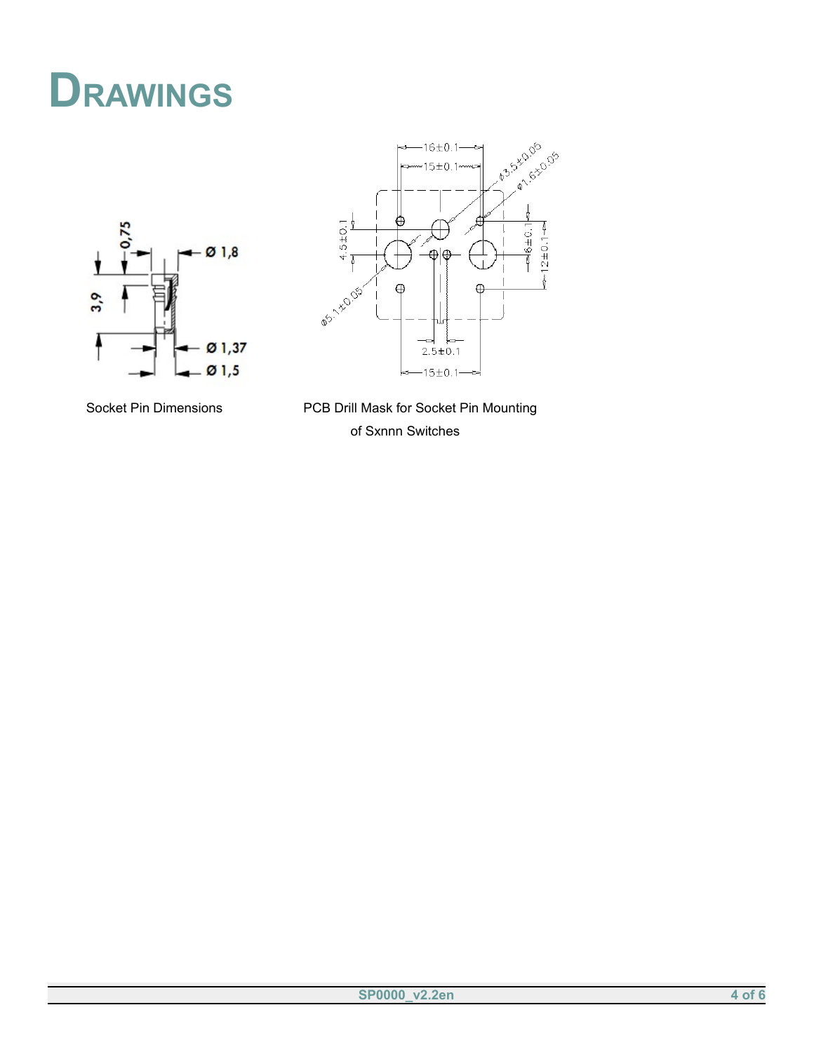# Drawings

0,75

Ø 1,8

3,9

Ø 1,37

Ø 1,5

Socket Pin Dimensions

16±0.1

15±0.1

Ø3.5±0.05

Ø1.6±0.05

4.5±0.1

6±0.1

12±0.1

Ø5.1±0.05

2.5±0.1

15±0.1

PCB Drill Mask for Socket Pin Mounting of Sxnnn Switches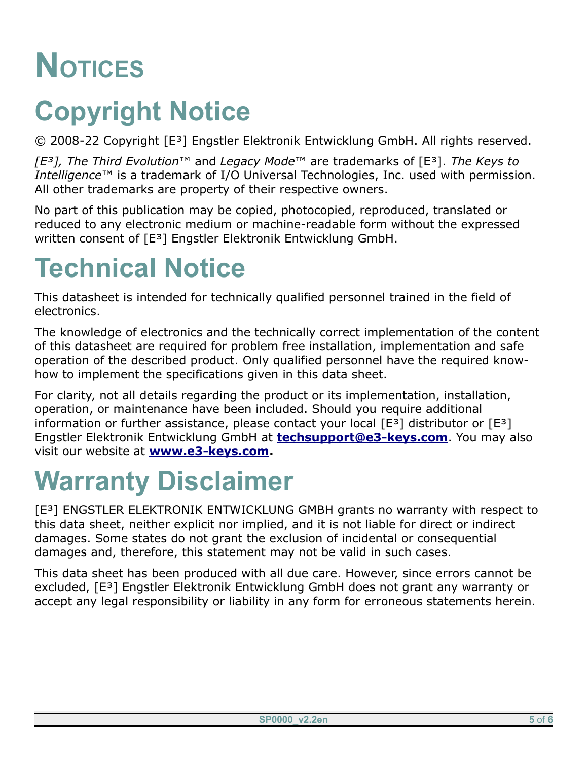# Notices

## Copyright Notice

© 2008-22 Copyright [E³] Engstler Elektronik Entwicklung GmbH. All rights reserved.

*[E³], The Third Evolution*™ and *Legacy Mode*™ are trademarks of [E³]. *The Keys to Intelligence*™ is a trademark of I/O Universal Technologies, Inc. used with permission. All other trademarks are property of their respective owners.

No part of this publication may be copied, photocopied, reproduced, translated or reduced to any electronic medium or machine-readable form without the expressed written consent of [E³] Engstler Elektronik Entwicklung GmbH.

## Technical Notice

This datasheet is intended for technically qualified personnel trained in the field of electronics.

The knowledge of electronics and the technically correct implementation of the content of this datasheet are required for problem free installation, implementation and safe operation of the described product. Only qualified personnel have the required know-how to implement the specifications given in this data sheet.

For clarity, not all details regarding the product or its implementation, installation, operation, or maintenance have been included. Should you require additional information or further assistance, please contact your local [E³] distributor or [E³] Engstler Elektronik Entwicklung GmbH at **techsupport@e3-keys.com**. You may also visit our website at **www.e3-keys.com.**

## Warranty Disclaimer

[E³] ENGSTLER ELEKTRONIK ENTWICKLUNG GMBH grants no warranty with respect to this data sheet, neither explicit nor implied, and it is not liable for direct or indirect damages. Some states do not grant the exclusion of incidental or consequential damages and, therefore, this statement may not be valid in such cases.

This data sheet has been produced with all due care. However, since errors cannot be excluded, [E³] Engstler Elektronik Entwicklung GmbH does not grant any warranty or accept any legal responsibility or liability in any form for erroneous statements herein.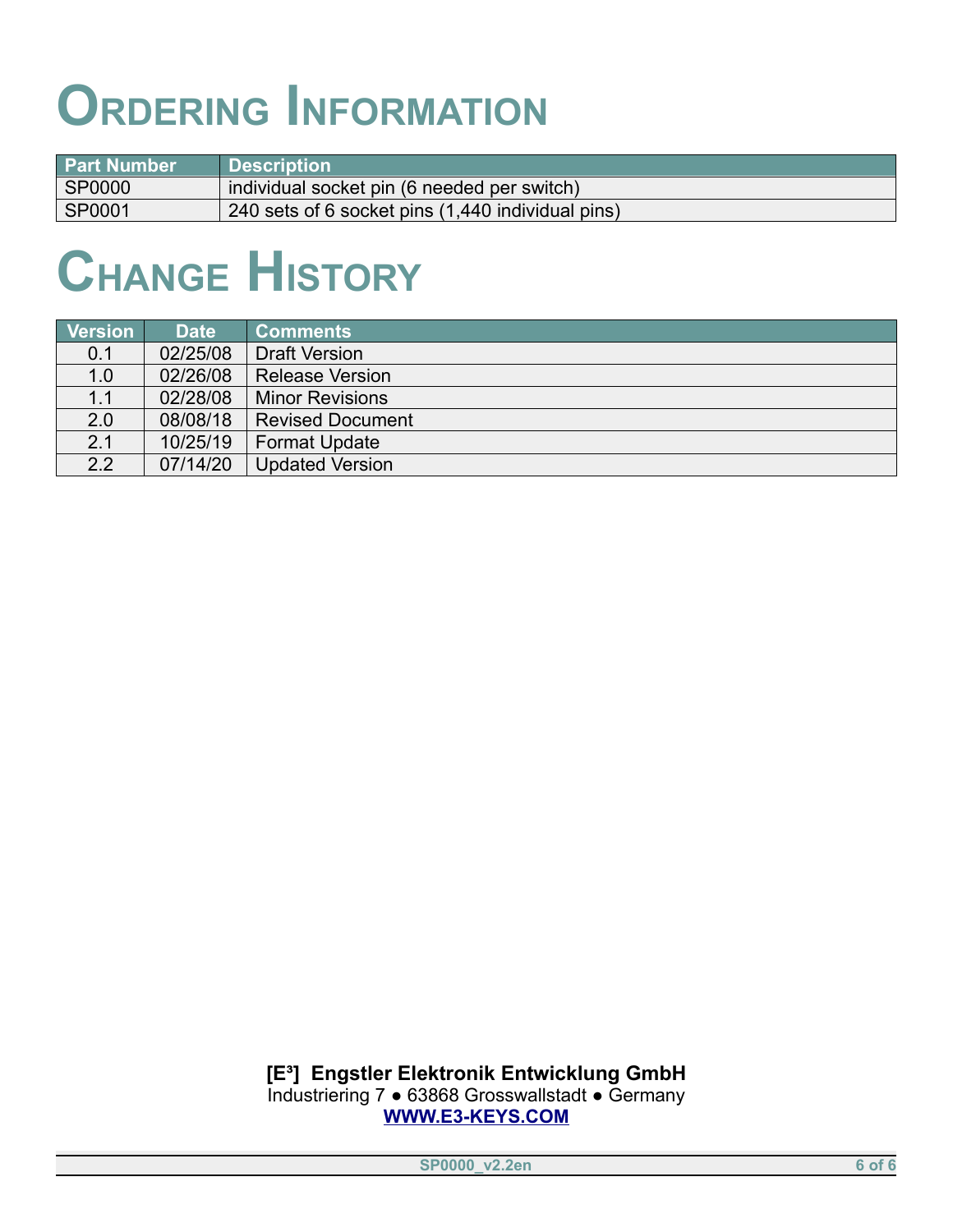# Ordering Information

| Part Number | Description |
|---|---|
| SP0000 | individual socket pin (6 needed per switch) |
| SP0001 | 240 sets of 6 socket pins (1,440 individual pins) |

# Change History

| Version | Date | Comments |
|---|---|---|
| 0.1 | 02/25/08 | Draft Version |
| 1.0 | 02/26/08 | Release Version |
| 1.1 | 02/28/08 | Minor Revisions |
| 2.0 | 08/08/18 | Revised Document |
| 2.1 | 10/25/19 | Format Update |
| 2.2 | 07/14/20 | Updated Version |

**[E³] Engstler Elektronik Entwicklung GmbH**
Industriering 7 ● 63868 Grosswallstadt ● Germany
**WWW.E3-KEYS.COM**